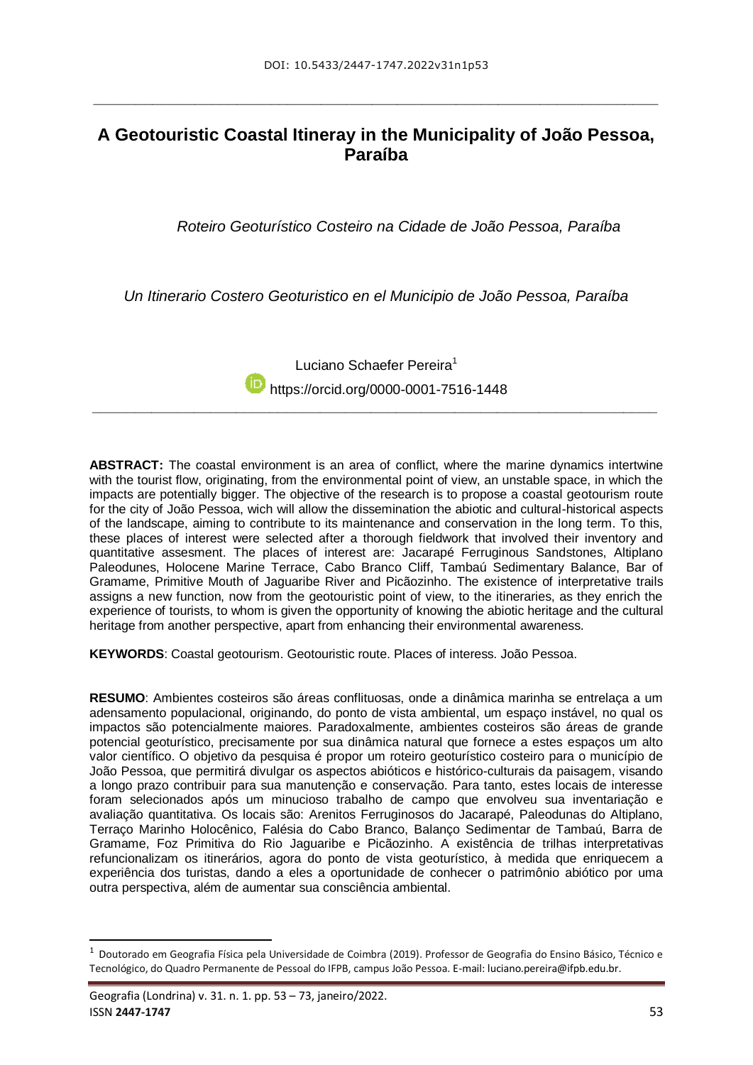DOI: 10.5433/2447-1747.2022v31n1p53

# A Geotouristic Coastal Itineray in the Municipality of João Pessoa, Paraíba

*Roteiro Geoturístico Costeiro na Cidade de João Pessoa, Paraíba*

*Un Itinerario Costero Geoturistico en el Municipio de João Pessoa, Paraíba*

Luciano Schaefer Pereira[1]

https://orcid.org/0000-0001-7516-1448

**ABSTRACT:** The coastal environment is an area of conflict, where the marine dynamics intertwine with the tourist flow, originating, from the environmental point of view, an unstable space, in which the impacts are potentially bigger. The objective of the research is to propose a coastal geotourism route for the city of João Pessoa, wich will allow the dissemination the abiotic and cultural-historical aspects of the landscape, aiming to contribute to its maintenance and conservation in the long term. To this, these places of interest were selected after a thorough fieldwork that involved their inventory and quantitative assesment. The places of interest are: Jacarapé Ferruginous Sandstones, Altiplano Paleodunes, Holocene Marine Terrace, Cabo Branco Cliff, Tambaú Sedimentary Balance, Bar of Gramame, Primitive Mouth of Jaguaribe River and Picãozinho. The existence of interpretative trails assigns a new function, now from the geotouristic point of view, to the itineraries, as they enrich the experience of tourists, to whom is given the opportunity of knowing the abiotic heritage and the cultural heritage from another perspective, apart from enhancing their environmental awareness.

**KEYWORDS**: Coastal geotourism. Geotouristic route. Places of interest. João Pessoa.

**RESUMO**: Ambientes costeiros são áreas conflituosas, onde a dinâmica marinha se entrelaça a um adensamento populacional, originando, do ponto de vista ambiental, um espaço instável, no qual os impactos são potencialmente maiores. Paradoxalmente, ambientes costeiros são áreas de grande potencial geoturístico, precisamente por sua dinâmica natural que fornece a estes espaços um alto valor científico. O objetivo da pesquisa é propor um roteiro geoturístico costeiro para o município de João Pessoa, que permitirá divulgar os aspectos abióticos e histórico-culturais da paisagem, visando a longo prazo contribuir para sua manutenção e conservação. Para tanto, estes locais de interesse foram selecionados após um minucioso trabalho de campo que envolveu sua inventariação e avaliação quantitativa. Os locais são: Arenitos Ferruginosos do Jacarapé, Paleodunas do Altiplano, Terraço Marinho Holocênico, Falésia do Cabo Branco, Balanço Sedimentar de Tambaú, Barra de Gramame, Foz Primitiva do Rio Jaguaribe e Picãozinho. A existência de trilhas interpretativas refuncionalizam os itinerários, agora do ponto de vista geoturístico, à medida que enriquecem a experiência dos turistas, dando a eles a oportunidade de conhecer o patrimônio abiótico por uma outra perspectiva, além de aumentar sua consciência ambiental.

[1] Doutorado em Geografia Física pela Universidade de Coimbra (2019). Professor de Geografia do Ensino Básico, Técnico e Tecnológico, do Quadro Permanente de Pessoal do IFPB, campus João Pessoa. E-mail: luciano.pereira@ifpb.edu.br.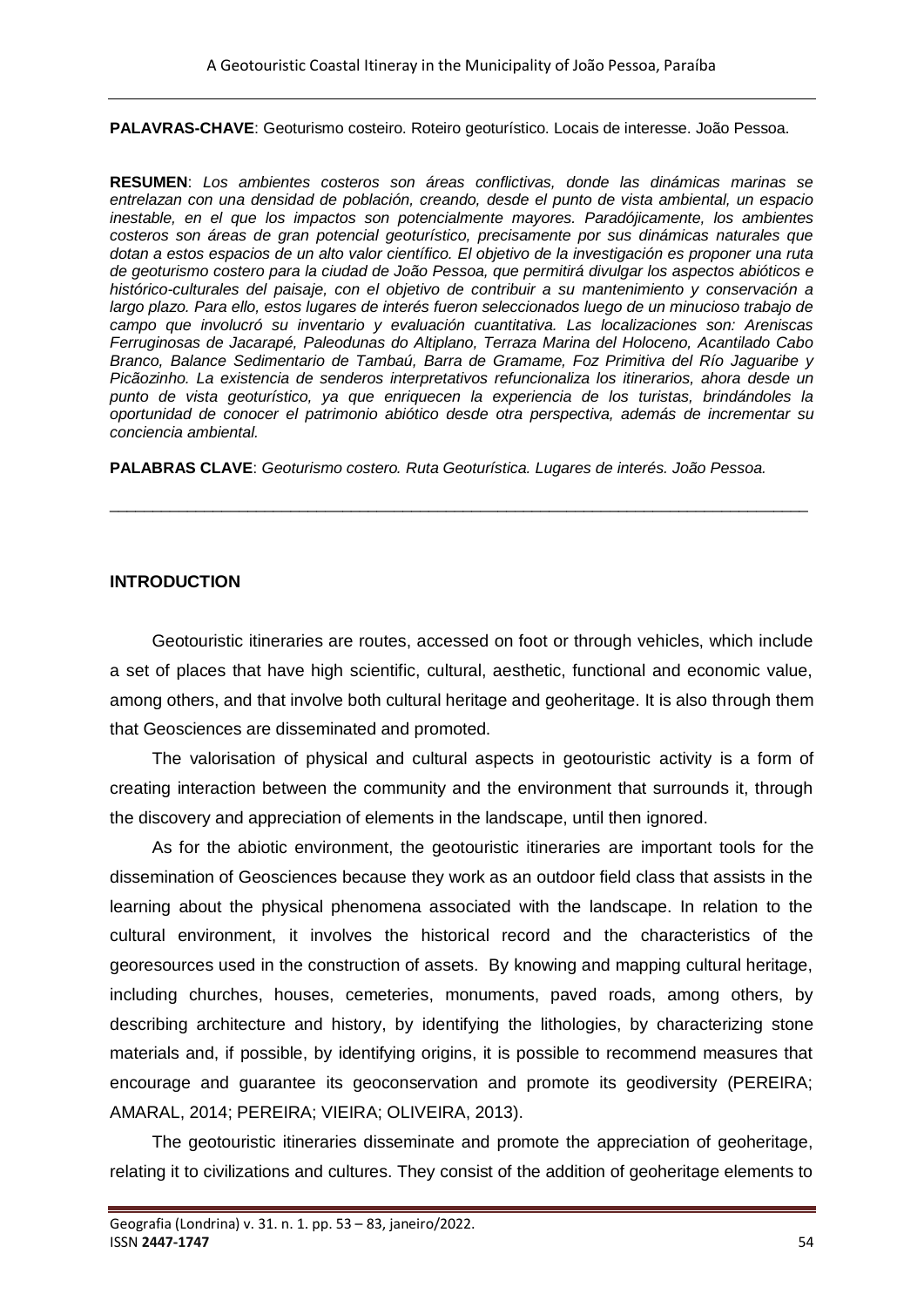**PALAVRAS-CHAVE**: Geoturismo costeiro. Roteiro geoturístico. Locais de interesse. João Pessoa.

**RESUMEN**: *Los ambientes costeros son áreas conflictivas, donde las dinámicas marinas se entrelazan con una densidad de población, creando, desde el punto de vista ambiental, un espacio inestable, en el que los impactos son potencialmente mayores. Paradójicamente, los ambientes costeros son áreas de gran potencial geoturístico, precisamente por sus dinámicas naturales que dotan a estos espacios de un alto valor científico. El objetivo de la investigación es proponer una ruta de geoturismo costero para la ciudad de João Pessoa, que permitirá divulgar los aspectos abióticos e histórico-culturales del paisaje, con el objetivo de contribuir a su mantenimiento y conservación a largo plazo. Para ello, estos lugares de interés fueron seleccionados luego de un minucioso trabajo de campo que involucró su inventario y evaluación cuantitativa. Las localizaciones son: Areniscas Ferruginosas de Jacarapé, Paleodunas do Altiplano, Terraza Marina del Holoceno, Acantilado Cabo Branco, Balance Sedimentario de Tambaú, Barra de Gramame, Foz Primitiva del Río Jaguaribe y Picãozinho. La existencia de senderos interpretativos refuncionaliza los itinerarios, ahora desde un punto de vista geoturístico, ya que enriquecen la experiencia de los turistas, brindándoles la oportunidad de conocer el patrimonio abiótico desde otra perspectiva, además de incrementar su conciencia ambiental.*

**PALABRAS CLAVE**: *Geoturismo costero. Ruta Geoturística. Lugares de interés. João Pessoa.*

---

## INTRODUCTION

Geotouristic itineraries are routes, accessed on foot or through vehicles, which include a set of places that have high scientific, cultural, aesthetic, functional and economic value, among others, and that involve both cultural heritage and geoheritage. It is also through them that Geosciences are disseminated and promoted.

The valorisation of physical and cultural aspects in geotouristic activity is a form of creating interaction between the community and the environment that surrounds it, through the discovery and appreciation of elements in the landscape, until then ignored.

As for the abiotic environment, the geotouristic itineraries are important tools for the dissemination of Geosciences because they work as an outdoor field class that assists in the learning about the physical phenomena associated with the landscape. In relation to the cultural environment, it involves the historical record and the characteristics of the georesources used in the construction of assets. By knowing and mapping cultural heritage, including churches, houses, cemeteries, monuments, paved roads, among others, by describing architecture and history, by identifying the lithologies, by characterizing stone materials and, if possible, by identifying origins, it is possible to recommend measures that encourage and guarantee its geoconservation and promote its geodiversity (PEREIRA; AMARAL, 2014; PEREIRA; VIEIRA; OLIVEIRA, 2013).

The geotouristic itineraries disseminate and promote the appreciation of geoheritage, relating it to civilizations and cultures. They consist of the addition of geoheritage elements to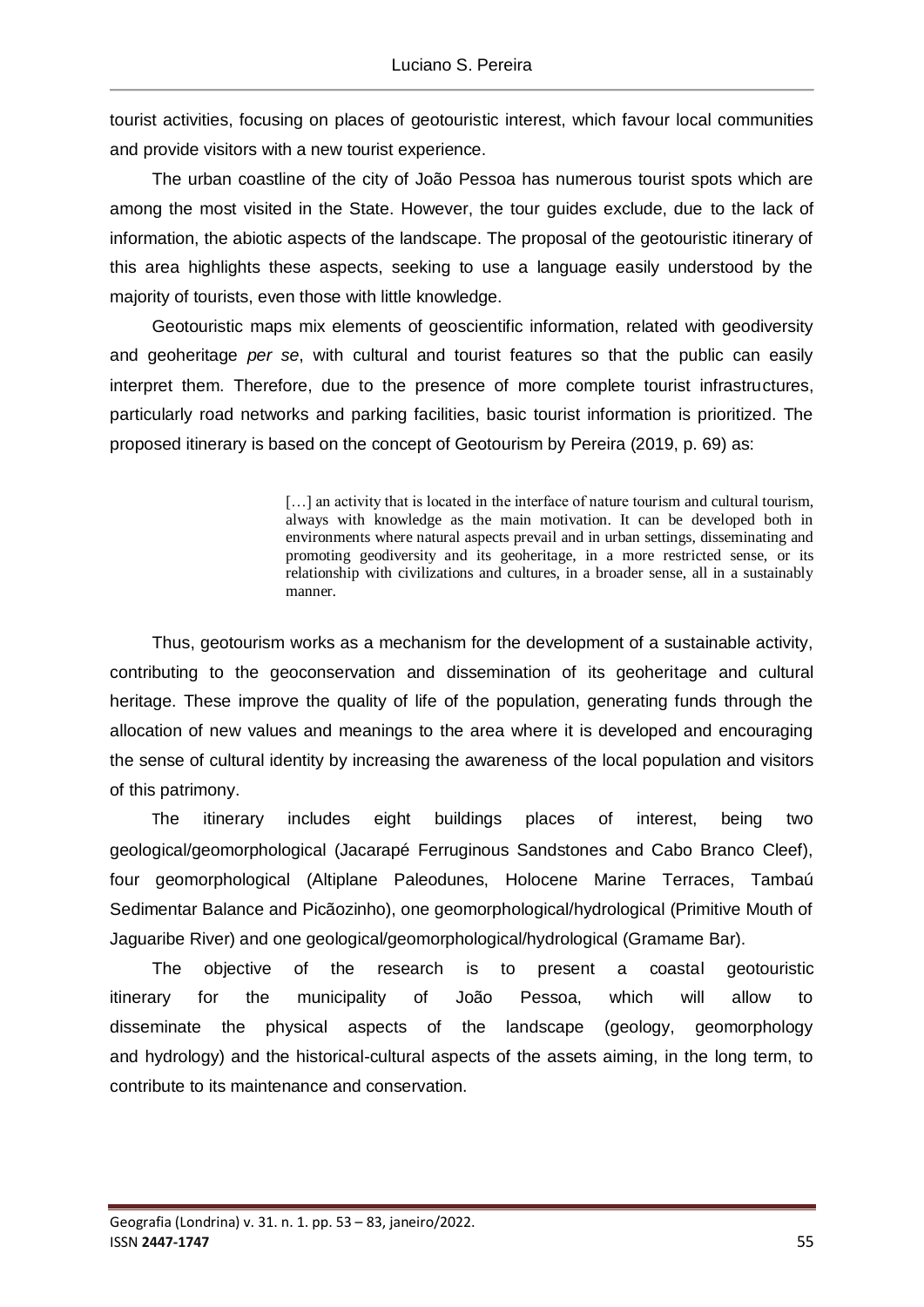tourist activities, focusing on places of geotouristic interest, which favour local communities and provide visitors with a new tourist experience.

The urban coastline of the city of João Pessoa has numerous tourist spots which are among the most visited in the State. However, the tour guides exclude, due to the lack of information, the abiotic aspects of the landscape. The proposal of the geotouristic itinerary of this area highlights these aspects, seeking to use a language easily understood by the majority of tourists, even those with little knowledge.

Geotouristic maps mix elements of geoscientific information, related with geodiversity and geoheritage *per se*, with cultural and tourist features so that the public can easily interpret them. Therefore, due to the presence of more complete tourist infrastructures, particularly road networks and parking facilities, basic tourist information is prioritized. The proposed itinerary is based on the concept of Geotourism by Pereira (2019, p. 69) as:

> […] an activity that is located in the interface of nature tourism and cultural tourism, always with knowledge as the main motivation. It can be developed both in environments where natural aspects prevail and in urban settings, disseminating and promoting geodiversity and its geoheritage, in a more restricted sense, or its relationship with civilizations and cultures, in a broader sense, all in a sustainably manner.

Thus, geotourism works as a mechanism for the development of a sustainable activity, contributing to the geoconservation and dissemination of its geoheritage and cultural heritage. These improve the quality of life of the population, generating funds through the allocation of new values and meanings to the area where it is developed and encouraging the sense of cultural identity by increasing the awareness of the local population and visitors of this patrimony.

The itinerary includes eight buildings places of interest, being two geological/geomorphological (Jacarapé Ferruginous Sandstones and Cabo Branco Cleef), four geomorphological (Altiplane Paleodunes, Holocene Marine Terraces, Tambaú Sedimentar Balance and Picãozinho), one geomorphological/hydrological (Primitive Mouth of Jaguaribe River) and one geological/geomorphological/hydrological (Gramame Bar).

The objective of the research is to present a coastal geotouristic itinerary for the municipality of João Pessoa, which will allow to disseminate the physical aspects of the landscape (geology, geomorphology and hydrology) and the historical-cultural aspects of the assets aiming, in the long term, to contribute to its maintenance and conservation.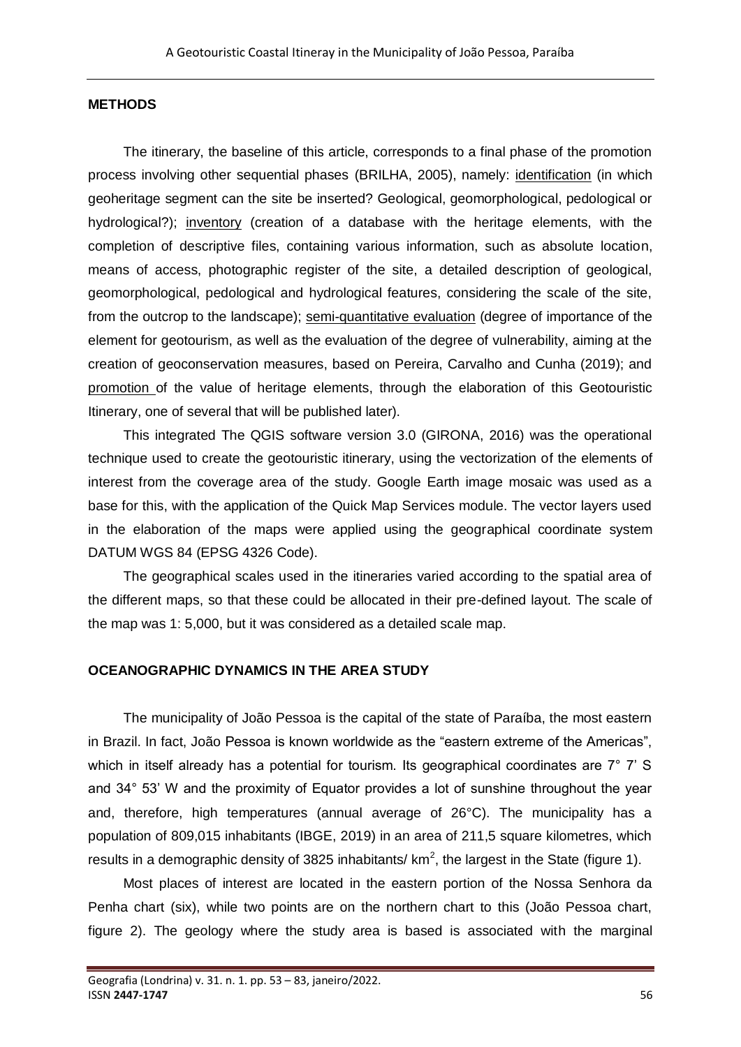## METHODS

The itinerary, the baseline of this article, corresponds to a final phase of the promotion process involving other sequential phases (BRILHA, 2005), namely: identification (in which geoheritage segment can the site be inserted? Geological, geomorphological, pedological or hydrological?); inventory (creation of a database with the heritage elements, with the completion of descriptive files, containing various information, such as absolute location, means of access, photographic register of the site, a detailed description of geological, geomorphological, pedological and hydrological features, considering the scale of the site, from the outcrop to the landscape); semi-quantitative evaluation (degree of importance of the element for geotourism, as well as the evaluation of the degree of vulnerability, aiming at the creation of geoconservation measures, based on Pereira, Carvalho and Cunha (2019); and promotion of the value of heritage elements, through the elaboration of this Geotouristic Itinerary, one of several that will be published later).

This integrated The QGIS software version 3.0 (GIRONA, 2016) was the operational technique used to create the geotouristic itinerary, using the vectorization of the elements of interest from the coverage area of the study. Google Earth image mosaic was used as a base for this, with the application of the Quick Map Services module. The vector layers used in the elaboration of the maps were applied using the geographical coordinate system DATUM WGS 84 (EPSG 4326 Code).

The geographical scales used in the itineraries varied according to the spatial area of the different maps, so that these could be allocated in their pre-defined layout. The scale of the map was 1: 5,000, but it was considered as a detailed scale map.

## OCEANOGRAPHIC DYNAMICS IN THE AREA STUDY

The municipality of João Pessoa is the capital of the state of Paraíba, the most eastern in Brazil. In fact, João Pessoa is known worldwide as the "eastern extreme of the Americas", which in itself already has a potential for tourism. Its geographical coordinates are 7° 7' S and 34° 53' W and the proximity of Equator provides a lot of sunshine throughout the year and, therefore, high temperatures (annual average of 26°C). The municipality has a population of 809,015 inhabitants (IBGE, 2019) in an area of 211,5 square kilometres, which results in a demographic density of 3825 inhabitants/ km$^2$, the largest in the State (figure 1).

Most places of interest are located in the eastern portion of the Nossa Senhora da Penha chart (six), while two points are on the northern chart to this (João Pessoa chart, figure 2). The geology where the study area is based is associated with the marginal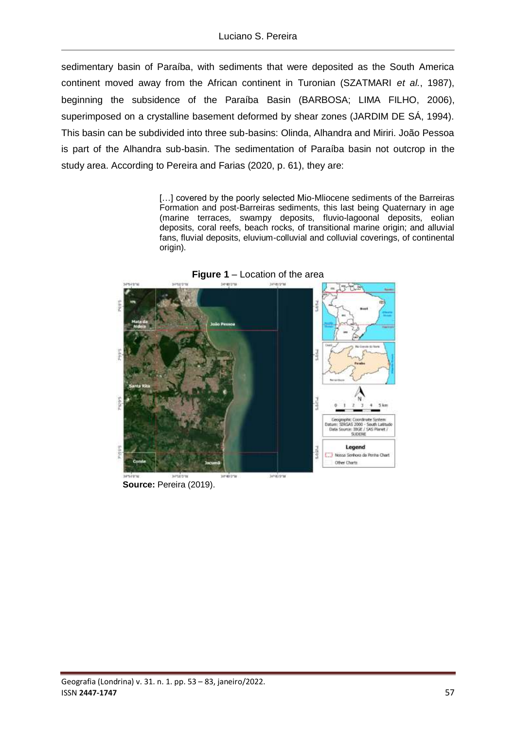sedimentary basin of Paraíba, with sediments that were deposited as the South America continent moved away from the African continent in Turonian (SZATMARI *et al.*, 1987), beginning the subsidence of the Paraíba Basin (BARBOSA; LIMA FILHO, 2006), superimposed on a crystalline basement deformed by shear zones (JARDIM DE SÁ, 1994). This basin can be subdivided into three sub-basins: Olinda, Alhandra and Miriri. João Pessoa is part of the Alhandra sub-basin. The sedimentation of Paraíba basin not outcrop in the study area. According to Pereira and Farias (2020, p. 61), they are:

> […] covered by the poorly selected Mio-Mliocene sediments of the Barreiras Formation and post-Barreiras sediments, this last being Quaternary in age (marine terraces, swampy deposits, fluvio-lagoonal deposits, eolian deposits, coral reefs, beach rocks, of transitional marine origin; and alluvial fans, fluvial deposits, eluvium-colluvial and colluvial coverings, of continental origin).

**Figure 1** – Location of the area

**Source:** Pereira (2019).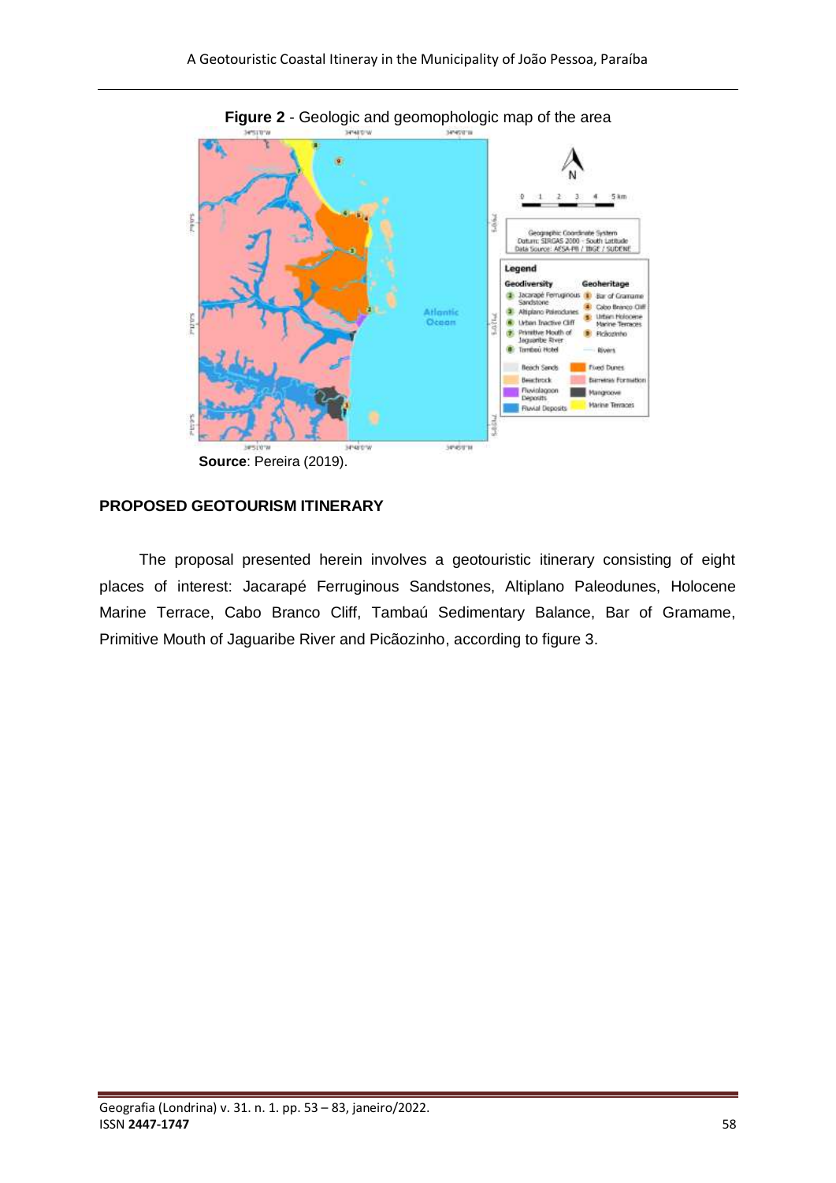**Figure 2** - Geologic and geomophologic map of the area

**Source**: Pereira (2019).

## PROPOSED GEOTOURISM ITINERARY

The proposal presented herein involves a geotouristic itinerary consisting of eight places of interest: Jacarapé Ferruginous Sandstones, Altiplano Paleodunes, Holocene Marine Terrace, Cabo Branco Cliff, Tambaú Sedimentary Balance, Bar of Gramame, Primitive Mouth of Jaguaribe River and Picãozinho, according to figure 3.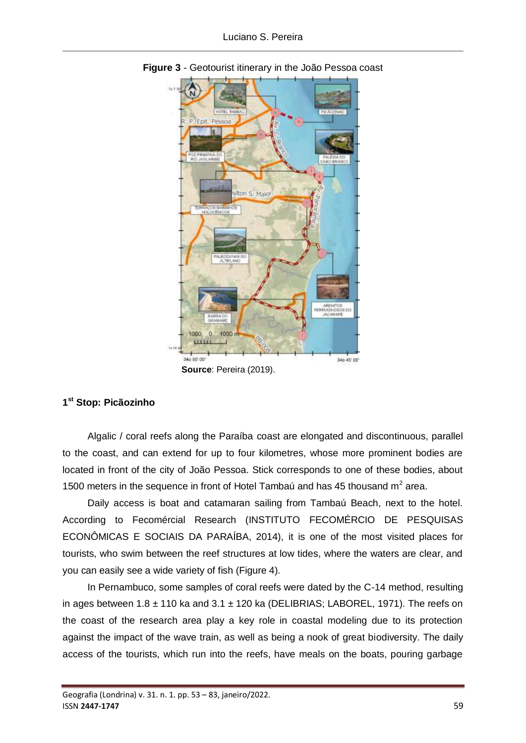**Figure 3** - Geotourist itinerary in the João Pessoa coast

**Source**: Pereira (2019).

### 1st Stop: Picãozinho

Algalic / coral reefs along the Paraíba coast are elongated and discontinuous, parallel to the coast, and can extend for up to four kilometres, whose more prominent bodies are located in front of the city of João Pessoa. Stick corresponds to one of these bodies, about 1500 meters in the sequence in front of Hotel Tambaú and has 45 thousand m$^2$ area.

Daily access is boat and catamaran sailing from Tambaú Beach, next to the hotel. According to Fecomércial Research (INSTITUTO FECOMÉRCIO DE PESQUISAS ECONÔMICAS E SOCIAIS DA PARAÍBA, 2014), it is one of the most visited places for tourists, who swim between the reef structures at low tides, where the waters are clear, and you can easily see a wide variety of fish (Figure 4).

In Pernambuco, some samples of coral reefs were dated by the C-14 method, resulting in ages between 1.8 ± 110 ka and 3.1 ± 120 ka (DELIBRIAS; LABOREL, 1971). The reefs on the coast of the research area play a key role in coastal modeling due to its protection against the impact of the wave train, as well as being a nook of great biodiversity. The daily access of the tourists, which run into the reefs, have meals on the boats, pouring garbage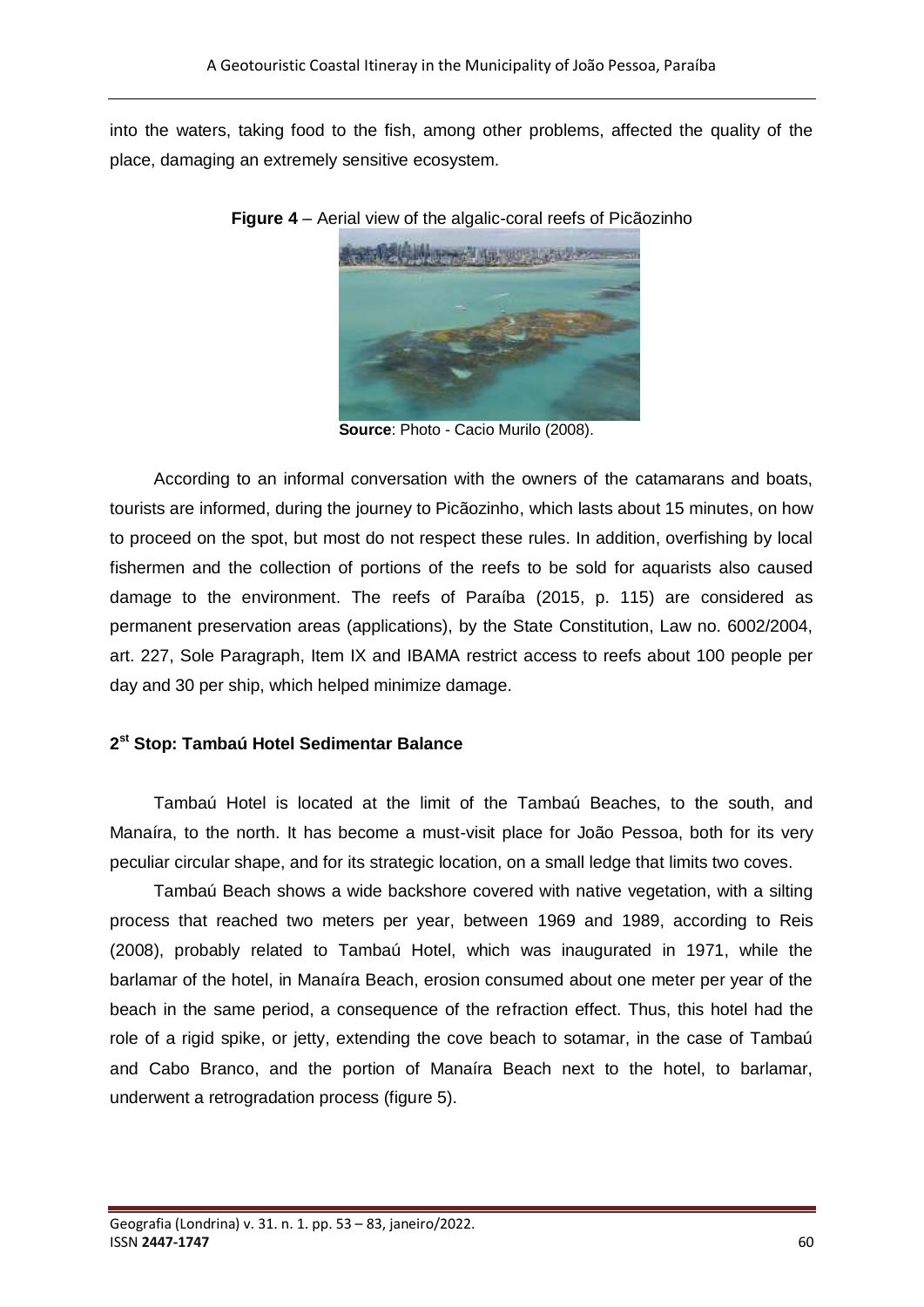into the waters, taking food to the fish, among other problems, affected the quality of the place, damaging an extremely sensitive ecosystem.

**Figure 4** – Aerial view of the algalic-coral reefs of Picãozinho

**Source**: Photo - Cacio Murilo (2008).

According to an informal conversation with the owners of the catamarans and boats, tourists are informed, during the journey to Picãozinho, which lasts about 15 minutes, on how to proceed on the spot, but most do not respect these rules. In addition, overfishing by local fishermen and the collection of portions of the reefs to be sold for aquarists also caused damage to the environment. The reefs of Paraíba (2015, p. 115) are considered as permanent preservation areas (applications), by the State Constitution, Law no. 6002/2004, art. 227, Sole Paragraph, Item IX and IBAMA restrict access to reefs about 100 people per day and 30 per ship, which helped minimize damage.

### 2st Stop: Tambaú Hotel Sedimentar Balance

Tambaú Hotel is located at the limit of the Tambaú Beaches, to the south, and Manaíra, to the north. It has become a must-visit place for João Pessoa, both for its very peculiar circular shape, and for its strategic location, on a small ledge that limits two coves.

Tambaú Beach shows a wide backshore covered with native vegetation, with a silting process that reached two meters per year, between 1969 and 1989, according to Reis (2008), probably related to Tambaú Hotel, which was inaugurated in 1971, while the barlamar of the hotel, in Manaíra Beach, erosion consumed about one meter per year of the beach in the same period, a consequence of the refraction effect. Thus, this hotel had the role of a rigid spike, or jetty, extending the cove beach to sotamar, in the case of Tambaú and Cabo Branco, and the portion of Manaíra Beach next to the hotel, to barlamar, underwent a retrogradation process (figure 5).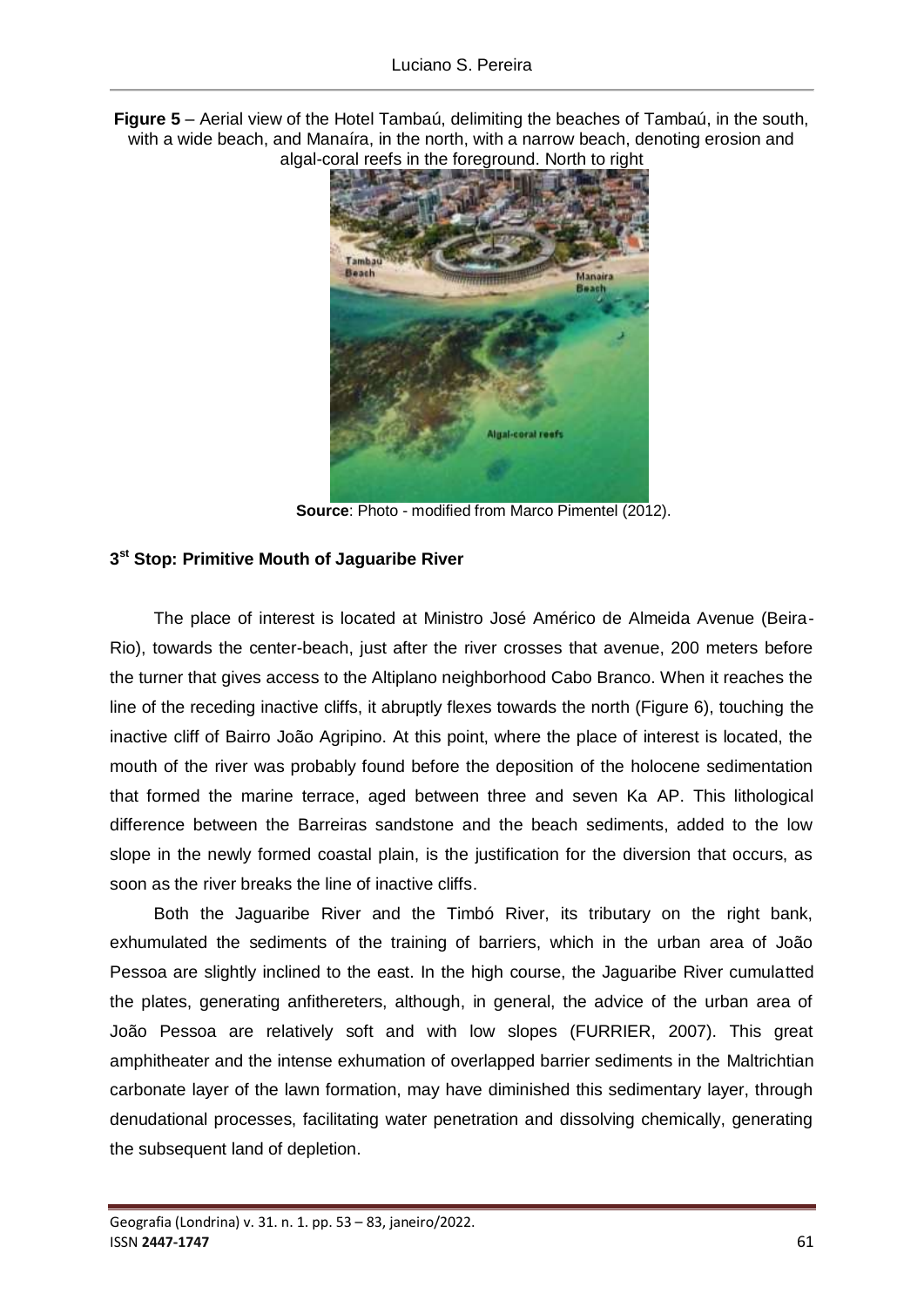**Figure 5** – Aerial view of the Hotel Tambaú, delimiting the beaches of Tambaú, in the south, with a wide beach, and Manaíra, in the north, with a narrow beach, denoting erosion and algal-coral reefs in the foreground. North to right

**Source**: Photo - modified from Marco Pimentel (2012).

### 3st Stop: Primitive Mouth of Jaguaribe River

The place of interest is located at Ministro José Américo de Almeida Avenue (Beira-Rio), towards the center-beach, just after the river crosses that avenue, 200 meters before the turner that gives access to the Altiplano neighborhood Cabo Branco. When it reaches the line of the receding inactive cliffs, it abruptly flexes towards the north (Figure 6), touching the inactive cliff of Bairro João Agripino. At this point, where the place of interest is located, the mouth of the river was probably found before the deposition of the holocene sedimentation that formed the marine terrace, aged between three and seven Ka AP. This lithological difference between the Barreiras sandstone and the beach sediments, added to the low slope in the newly formed coastal plain, is the justification for the diversion that occurs, as soon as the river breaks the line of inactive cliffs.

Both the Jaguaribe River and the Timbó River, its tributary on the right bank, exhumulated the sediments of the training of barriers, which in the urban area of João Pessoa are slightly inclined to the east. In the high course, the Jaguaribe River cumulatted the plates, generating anfithereters, although, in general, the advice of the urban area of João Pessoa are relatively soft and with low slopes (FURRIER, 2007). This great amphitheater and the intense exhumation of overlapped barrier sediments in the Maltrichtian carbonate layer of the lawn formation, may have diminished this sedimentary layer, through denudational processes, facilitating water penetration and dissolving chemically, generating the subsequent land of depletion.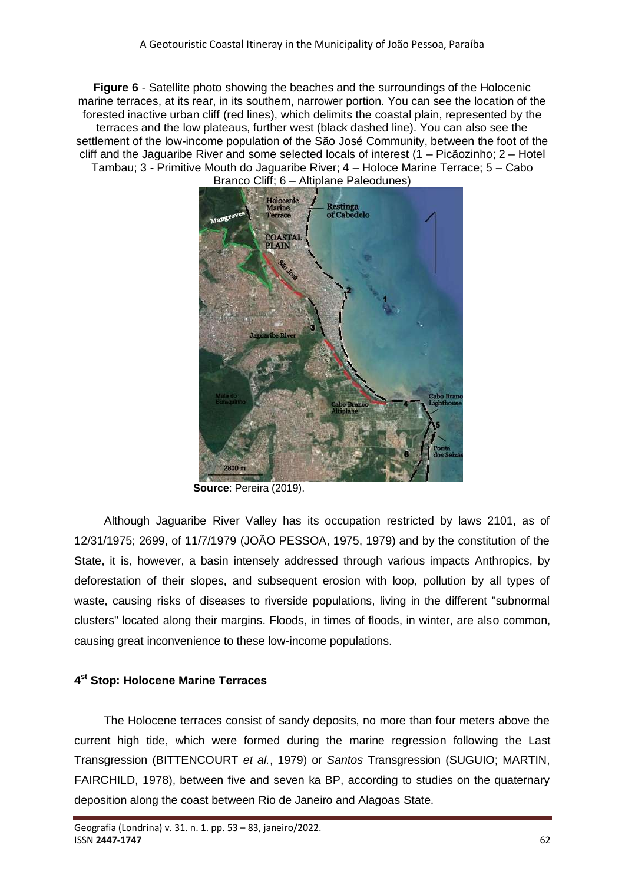**Figure 6** - Satellite photo showing the beaches and the surroundings of the Holocenic marine terraces, at its rear, in its southern, narrower portion. You can see the location of the forested inactive urban cliff (red lines), which delimits the coastal plain, represented by the terraces and the low plateaus, further west (black dashed line). You can also see the settlement of the low-income population of the São José Community, between the foot of the cliff and the Jaguaribe River and some selected locals of interest (1 – Picãozinho; 2 – Hotel Tambau; 3 - Primitive Mouth do Jaguaribe River; 4 – Holoce Marine Terrace; 5 – Cabo Branco Cliff; 6 – Altiplane Paleodunes)

**Source**: Pereira (2019).

Although Jaguaribe River Valley has its occupation restricted by laws 2101, as of 12/31/1975; 2699, of 11/7/1979 (JOÃO PESSOA, 1975, 1979) and by the constitution of the State, it is, however, a basin intensely addressed through various impacts Anthropics, by deforestation of their slopes, and subsequent erosion with loop, pollution by all types of waste, causing risks of diseases to riverside populations, living in the different "subnormal clusters" located along their margins. Floods, in times of floods, in winter, are also common, causing great inconvenience to these low-income populations.

## 4st Stop: Holocene Marine Terraces

The Holocene terraces consist of sandy deposits, no more than four meters above the current high tide, which were formed during the marine regression following the Last Transgression (BITTENCOURT *et al.*, 1979) or *Santos* Transgression (SUGUIO; MARTIN, FAIRCHILD, 1978), between five and seven ka BP, according to studies on the quaternary deposition along the coast between Rio de Janeiro and Alagoas State.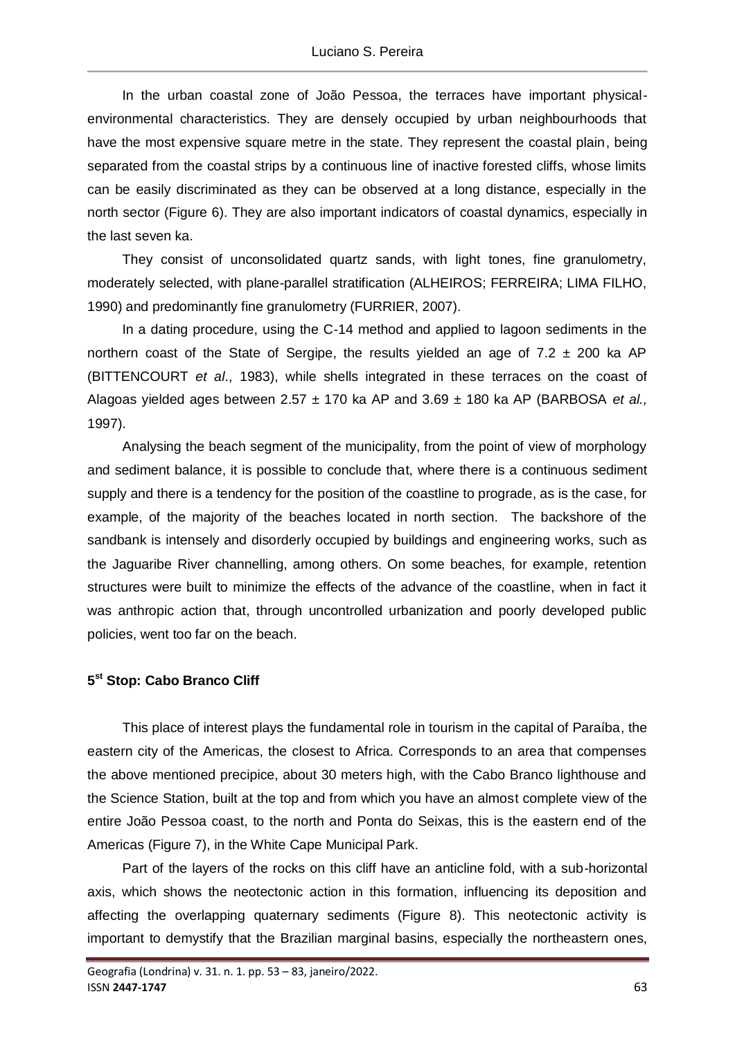In the urban coastal zone of João Pessoa, the terraces have important physical-environmental characteristics. They are densely occupied by urban neighbourhoods that have the most expensive square metre in the state. They represent the coastal plain, being separated from the coastal strips by a continuous line of inactive forested cliffs, whose limits can be easily discriminated as they can be observed at a long distance, especially in the north sector (Figure 6). They are also important indicators of coastal dynamics, especially in the last seven ka.

They consist of unconsolidated quartz sands, with light tones, fine granulometry, moderately selected, with plane-parallel stratification (ALHEIROS; FERREIRA; LIMA FILHO, 1990) and predominantly fine granulometry (FURRIER, 2007).

In a dating procedure, using the C-14 method and applied to lagoon sediments in the northern coast of the State of Sergipe, the results yielded an age of 7.2 ± 200 ka AP (BITTENCOURT *et al*., 1983), while shells integrated in these terraces on the coast of Alagoas yielded ages between 2.57 ± 170 ka AP and 3.69 ± 180 ka AP (BARBOSA *et al.,* 1997).

Analysing the beach segment of the municipality, from the point of view of morphology and sediment balance, it is possible to conclude that, where there is a continuous sediment supply and there is a tendency for the position of the coastline to prograde, as is the case, for example, of the majority of the beaches located in north section. The backshore of the sandbank is intensely and disorderly occupied by buildings and engineering works, such as the Jaguaribe River channelling, among others. On some beaches, for example, retention structures were built to minimize the effects of the advance of the coastline, when in fact it was anthropic action that, through uncontrolled urbanization and poorly developed public policies, went too far on the beach.

### 5st Stop: Cabo Branco Cliff

This place of interest plays the fundamental role in tourism in the capital of Paraíba, the eastern city of the Americas, the closest to Africa. Corresponds to an area that compenses the above mentioned precipice, about 30 meters high, with the Cabo Branco lighthouse and the Science Station, built at the top and from which you have an almost complete view of the entire João Pessoa coast, to the north and Ponta do Seixas, this is the eastern end of the Americas (Figure 7), in the White Cape Municipal Park.

Part of the layers of the rocks on this cliff have an anticline fold, with a sub-horizontal axis, which shows the neotectonic action in this formation, influencing its deposition and affecting the overlapping quaternary sediments (Figure 8). This neotectonic activity is important to demystify that the Brazilian marginal basins, especially the northeastern ones,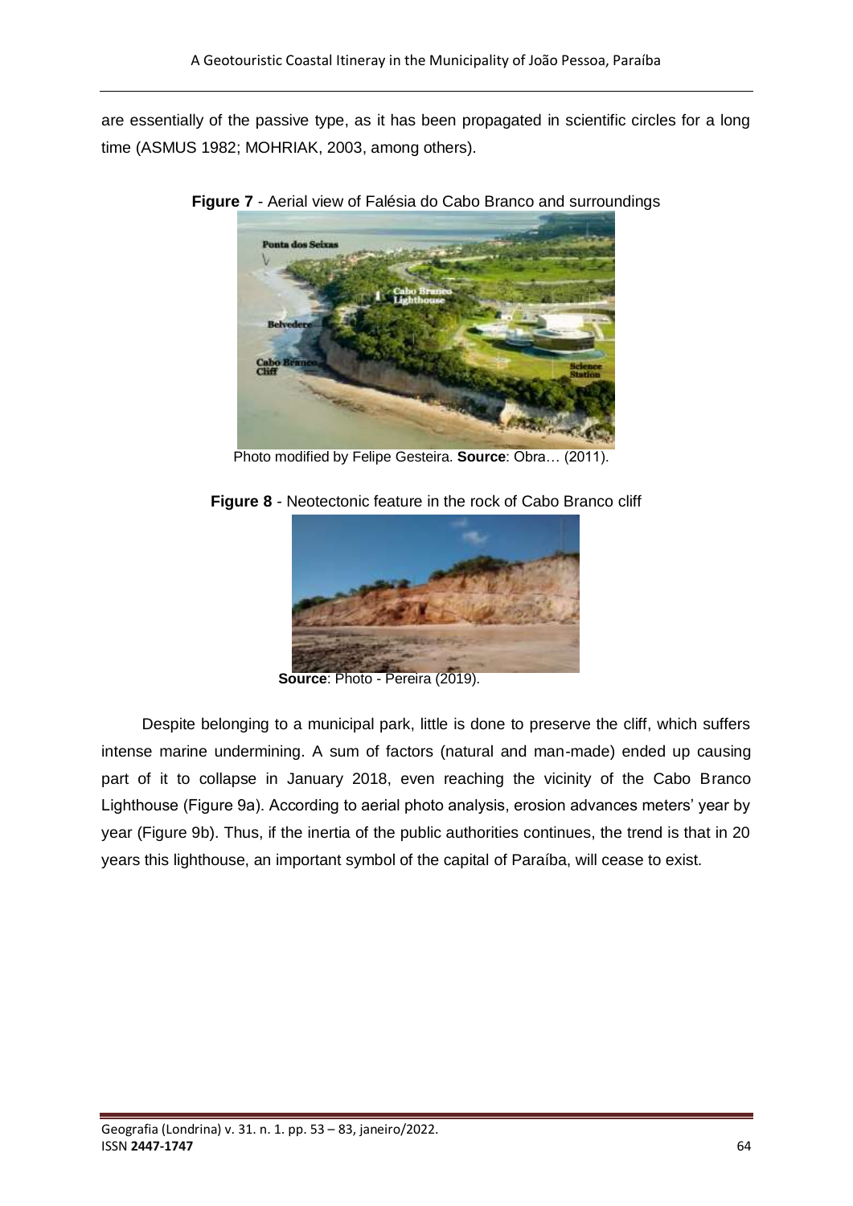are essentially of the passive type, as it has been propagated in scientific circles for a long time (ASMUS 1982; MOHRIAK, 2003, among others).

**Figure 7** - Aerial view of Falésia do Cabo Branco and surroundings

Photo modified by Felipe Gesteira. **Source**: Obra… (2011).

**Figure 8** - Neotectonic feature in the rock of Cabo Branco cliff

**Source**: Photo - Pereira (2019).

Despite belonging to a municipal park, little is done to preserve the cliff, which suffers intense marine undermining. A sum of factors (natural and man-made) ended up causing part of it to collapse in January 2018, even reaching the vicinity of the Cabo Branco Lighthouse (Figure 9a). According to aerial photo analysis, erosion advances meters' year by year (Figure 9b). Thus, if the inertia of the public authorities continues, the trend is that in 20 years this lighthouse, an important symbol of the capital of Paraíba, will cease to exist.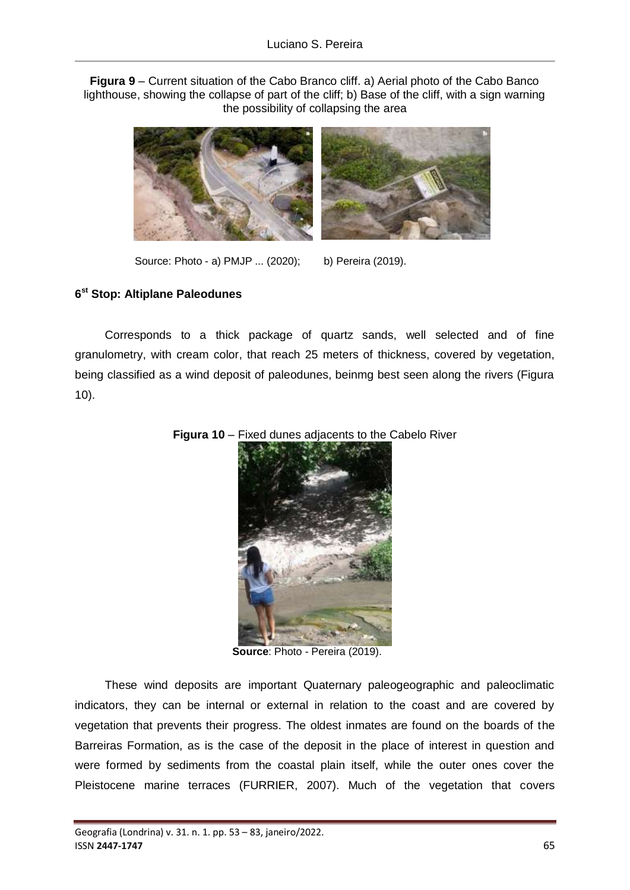**Figura 9** – Current situation of the Cabo Branco cliff. a) Aerial photo of the Cabo Banco lighthouse, showing the collapse of part of the cliff; b) Base of the cliff, with a sign warning the possibility of collapsing the area

Source: Photo - a) PMJP ... (2020); b) Pereira (2019).

### 6st Stop: Altiplane Paleodunes

Corresponds to a thick package of quartz sands, well selected and of fine granulometry, with cream color, that reach 25 meters of thickness, covered by vegetation, being classified as a wind deposit of paleodunes, beinmg best seen along the rivers (Figura 10).

**Figura 10** – Fixed dunes adjacents to the Cabelo River

**Source**: Photo - Pereira (2019).

These wind deposits are important Quaternary paleogeographic and paleoclimatic indicators, they can be internal or external in relation to the coast and are covered by vegetation that prevents their progress. The oldest inmates are found on the boards of the Barreiras Formation, as is the case of the deposit in the place of interest in question and were formed by sediments from the coastal plain itself, while the outer ones cover the Pleistocene marine terraces (FURRIER, 2007). Much of the vegetation that covers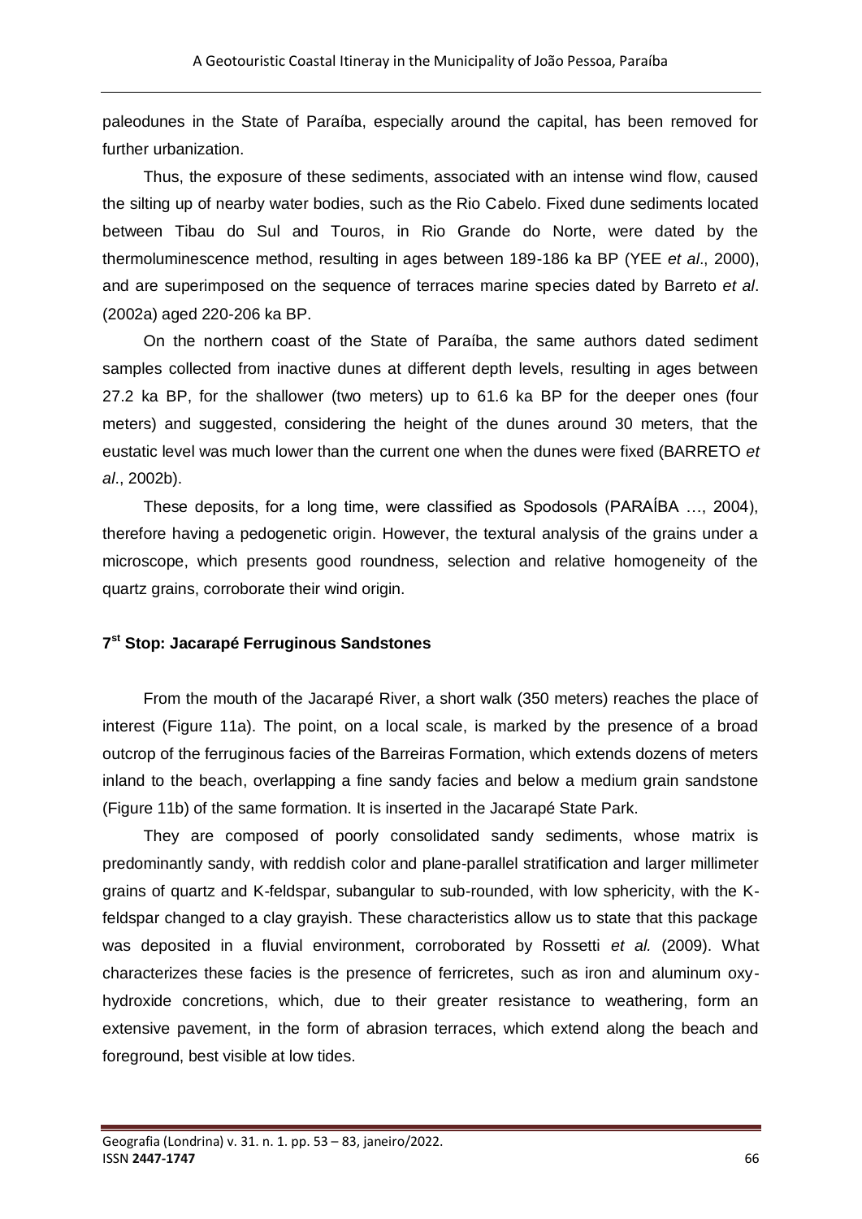paleodunes in the State of Paraíba, especially around the capital, has been removed for further urbanization.

Thus, the exposure of these sediments, associated with an intense wind flow, caused the silting up of nearby water bodies, such as the Rio Cabelo. Fixed dune sediments located between Tibau do Sul and Touros, in Rio Grande do Norte, were dated by the thermoluminescence method, resulting in ages between 189-186 ka BP (YEE *et al*., 2000), and are superimposed on the sequence of terraces marine species dated by Barreto *et al*. (2002a) aged 220-206 ka BP.

On the northern coast of the State of Paraíba, the same authors dated sediment samples collected from inactive dunes at different depth levels, resulting in ages between 27.2 ka BP, for the shallower (two meters) up to 61.6 ka BP for the deeper ones (four meters) and suggested, considering the height of the dunes around 30 meters, that the eustatic level was much lower than the current one when the dunes were fixed (BARRETO *et al*., 2002b).

These deposits, for a long time, were classified as Spodosols (PARAÍBA …, 2004), therefore having a pedogenetic origin. However, the textural analysis of the grains under a microscope, which presents good roundness, selection and relative homogeneity of the quartz grains, corroborate their wind origin.

### 7st Stop: Jacarapé Ferruginous Sandstones

From the mouth of the Jacarapé River, a short walk (350 meters) reaches the place of interest (Figure 11a). The point, on a local scale, is marked by the presence of a broad outcrop of the ferruginous facies of the Barreiras Formation, which extends dozens of meters inland to the beach, overlapping a fine sandy facies and below a medium grain sandstone (Figure 11b) of the same formation. It is inserted in the Jacarapé State Park.

They are composed of poorly consolidated sandy sediments, whose matrix is predominantly sandy, with reddish color and plane-parallel stratification and larger millimeter grains of quartz and K-feldspar, subangular to sub-rounded, with low sphericity, with the K-feldspar changed to a clay grayish. These characteristics allow us to state that this package was deposited in a fluvial environment, corroborated by Rossetti *et al.* (2009). What characterizes these facies is the presence of ferricretes, such as iron and aluminum oxy-hydroxide concretions, which, due to their greater resistance to weathering, form an extensive pavement, in the form of abrasion terraces, which extend along the beach and foreground, best visible at low tides.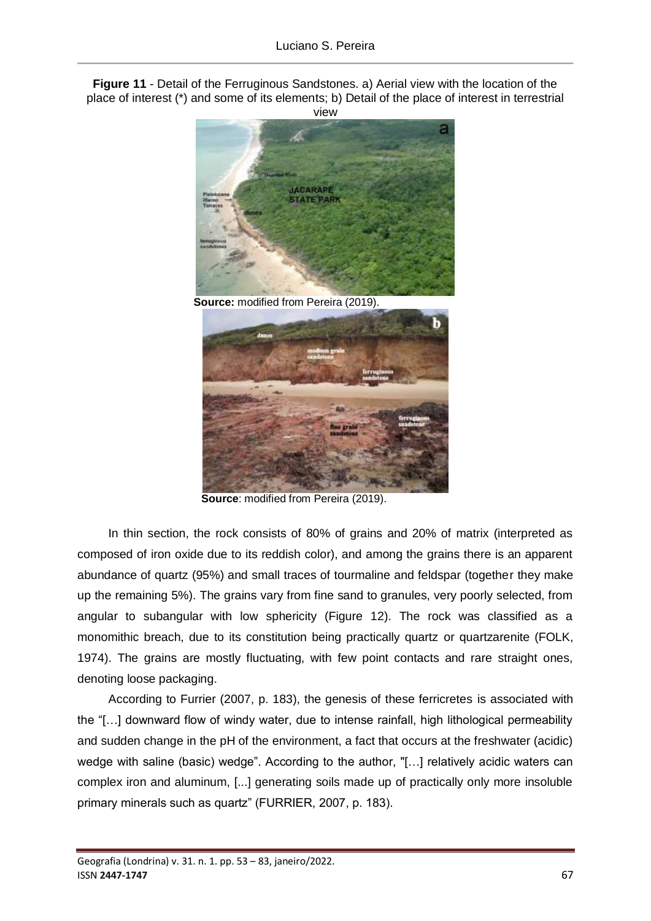**Figure 11** - Detail of the Ferruginous Sandstones. a) Aerial view with the location of the place of interest (*) and some of its elements; b) Detail of the place of interest in terrestrial view

**Source:** modified from Pereira (2019).

**Source**: modified from Pereira (2019).

In thin section, the rock consists of 80% of grains and 20% of matrix (interpreted as composed of iron oxide due to its reddish color), and among the grains there is an apparent abundance of quartz (95%) and small traces of tourmaline and feldspar (together they make up the remaining 5%). The grains vary from fine sand to granules, very poorly selected, from angular to subangular with low sphericity (Figure 12). The rock was classified as a monomithic breach, due to its constitution being practically quartz or quartzarenite (FOLK, 1974). The grains are mostly fluctuating, with few point contacts and rare straight ones, denoting loose packaging.

According to Furrier (2007, p. 183), the genesis of these ferricretes is associated with the "[…] downward flow of windy water, due to intense rainfall, high lithological permeability and sudden change in the pH of the environment, a fact that occurs at the freshwater (acidic) wedge with saline (basic) wedge". According to the author, "[…] relatively acidic waters can complex iron and aluminum, [...] generating soils made up of practically only more insoluble primary minerals such as quartz" (FURRIER, 2007, p. 183).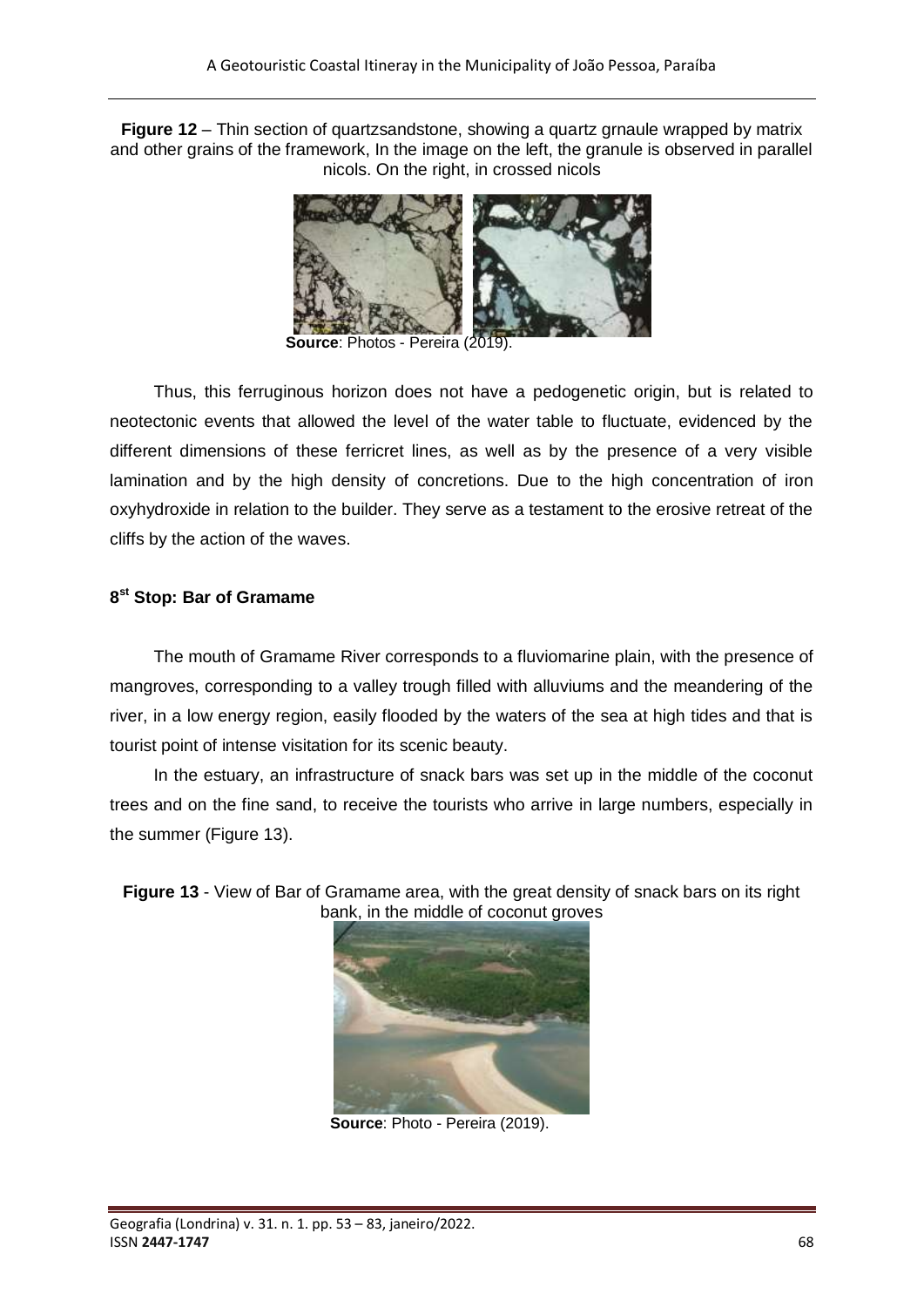**Figure 12** – Thin section of quartzsandstone, showing a quartz grnaule wrapped by matrix and other grains of the framework, In the image on the left, the granule is observed in parallel nicols. On the right, in crossed nicols

**Source**: Photos - Pereira (2019).

Thus, this ferruginous horizon does not have a pedogenetic origin, but is related to neotectonic events that allowed the level of the water table to fluctuate, evidenced by the different dimensions of these ferricret lines, as well as by the presence of a very visible lamination and by the high density of concretions. Due to the high concentration of iron oxyhydroxide in relation to the builder. They serve as a testament to the erosive retreat of the cliffs by the action of the waves.

### 8st Stop: Bar of Gramame

The mouth of Gramame River corresponds to a fluviomarine plain, with the presence of mangroves, corresponding to a valley trough filled with alluviums and the meandering of the river, in a low energy region, easily flooded by the waters of the sea at high tides and that is tourist point of intense visitation for its scenic beauty.

In the estuary, an infrastructure of snack bars was set up in the middle of the coconut trees and on the fine sand, to receive the tourists who arrive in large numbers, especially in the summer (Figure 13).

**Figure 13** - View of Bar of Gramame area, with the great density of snack bars on its right bank, in the middle of coconut groves

**Source**: Photo - Pereira (2019).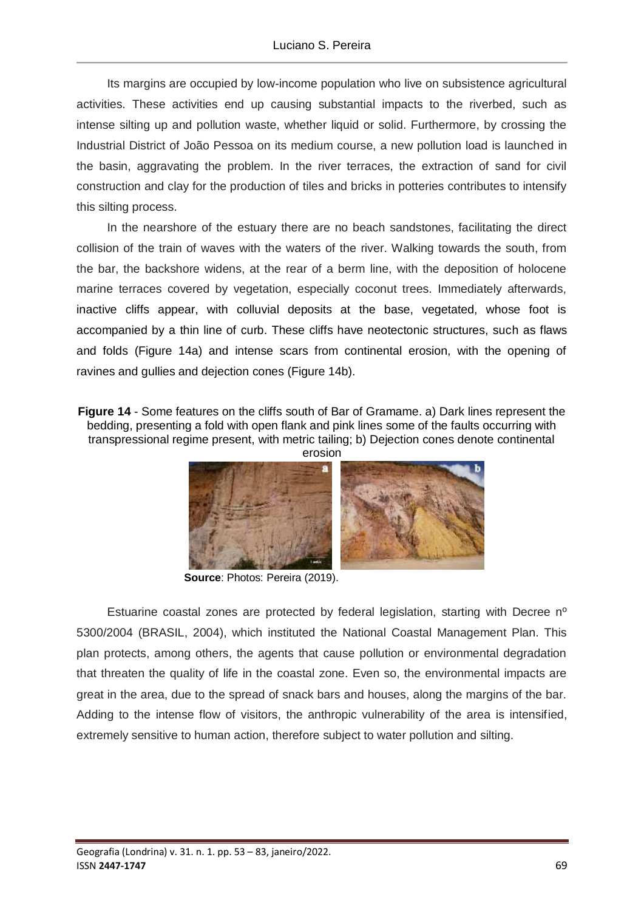Its margins are occupied by low-income population who live on subsistence agricultural activities. These activities end up causing substantial impacts to the riverbed, such as intense silting up and pollution waste, whether liquid or solid. Furthermore, by crossing the Industrial District of João Pessoa on its medium course, a new pollution load is launched in the basin, aggravating the problem. In the river terraces, the extraction of sand for civil construction and clay for the production of tiles and bricks in potteries contributes to intensify this silting process.

In the nearshore of the estuary there are no beach sandstones, facilitating the direct collision of the train of waves with the waters of the river. Walking towards the south, from the bar, the backshore widens, at the rear of a berm line, with the deposition of holocene marine terraces covered by vegetation, especially coconut trees. Immediately afterwards, inactive cliffs appear, with colluvial deposits at the base, vegetated, whose foot is accompanied by a thin line of curb. These cliffs have neotectonic structures, such as flaws and folds (Figure 14a) and intense scars from continental erosion, with the opening of ravines and gullies and dejection cones (Figure 14b).

**Figure 14** - Some features on the cliffs south of Bar of Gramame. a) Dark lines represent the bedding, presenting a fold with open flank and pink lines some of the faults occurring with transpressional regime present, with metric tailing; b) Dejection cones denote continental erosion

**Source**: Photos: Pereira (2019).

Estuarine coastal zones are protected by federal legislation, starting with Decree nº 5300/2004 (BRASIL, 2004), which instituted the National Coastal Management Plan. This plan protects, among others, the agents that cause pollution or environmental degradation that threaten the quality of life in the coastal zone. Even so, the environmental impacts are great in the area, due to the spread of snack bars and houses, along the margins of the bar. Adding to the intense flow of visitors, the anthropic vulnerability of the area is intensified, extremely sensitive to human action, therefore subject to water pollution and silting.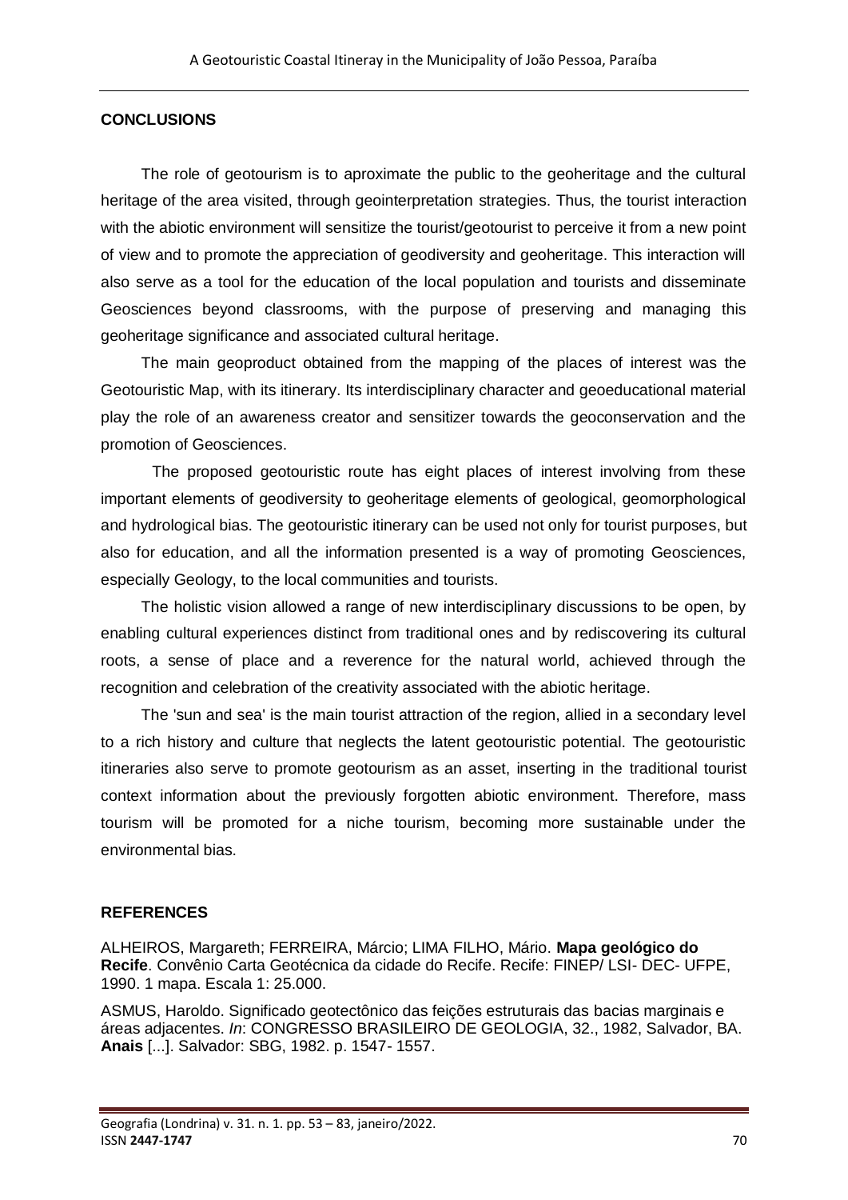## CONCLUSIONS

The role of geotourism is to aproximate the public to the geoheritage and the cultural heritage of the area visited, through geointerpretation strategies. Thus, the tourist interaction with the abiotic environment will sensitize the tourist/geotourist to perceive it from a new point of view and to promote the appreciation of geodiversity and geoheritage. This interaction will also serve as a tool for the education of the local population and tourists and disseminate Geosciences beyond classrooms, with the purpose of preserving and managing this geoheritage significance and associated cultural heritage.

The main geoproduct obtained from the mapping of the places of interest was the Geotouristic Map, with its itinerary. Its interdisciplinary character and geoeducational material play the role of an awareness creator and sensitizer towards the geoconservation and the promotion of Geosciences.

The proposed geotouristic route has eight places of interest involving from these important elements of geodiversity to geoheritage elements of geological, geomorphological and hydrological bias. The geotouristic itinerary can be used not only for tourist purposes, but also for education, and all the information presented is a way of promoting Geosciences, especially Geology, to the local communities and tourists.

The holistic vision allowed a range of new interdisciplinary discussions to be open, by enabling cultural experiences distinct from traditional ones and by rediscovering its cultural roots, a sense of place and a reverence for the natural world, achieved through the recognition and celebration of the creativity associated with the abiotic heritage.

The 'sun and sea' is the main tourist attraction of the region, allied in a secondary level to a rich history and culture that neglects the latent geotouristic potential. The geotouristic itineraries also serve to promote geotourism as an asset, inserting in the traditional tourist context information about the previously forgotten abiotic environment. Therefore, mass tourism will be promoted for a niche tourism, becoming more sustainable under the environmental bias.

## REFERENCES

ALHEIROS, Margareth; FERREIRA, Márcio; LIMA FILHO, Mário. **Mapa geológico do Recife**. Convênio Carta Geotécnica da cidade do Recife. Recife: FINEP/ LSI- DEC- UFPE, 1990. 1 mapa. Escala 1: 25.000.

ASMUS, Haroldo. Significado geotectônico das feições estruturais das bacias marginais e áreas adjacentes. *In*: CONGRESSO BRASILEIRO DE GEOLOGIA, 32., 1982, Salvador, BA. **Anais** [...]. Salvador: SBG, 1982. p. 1547- 1557.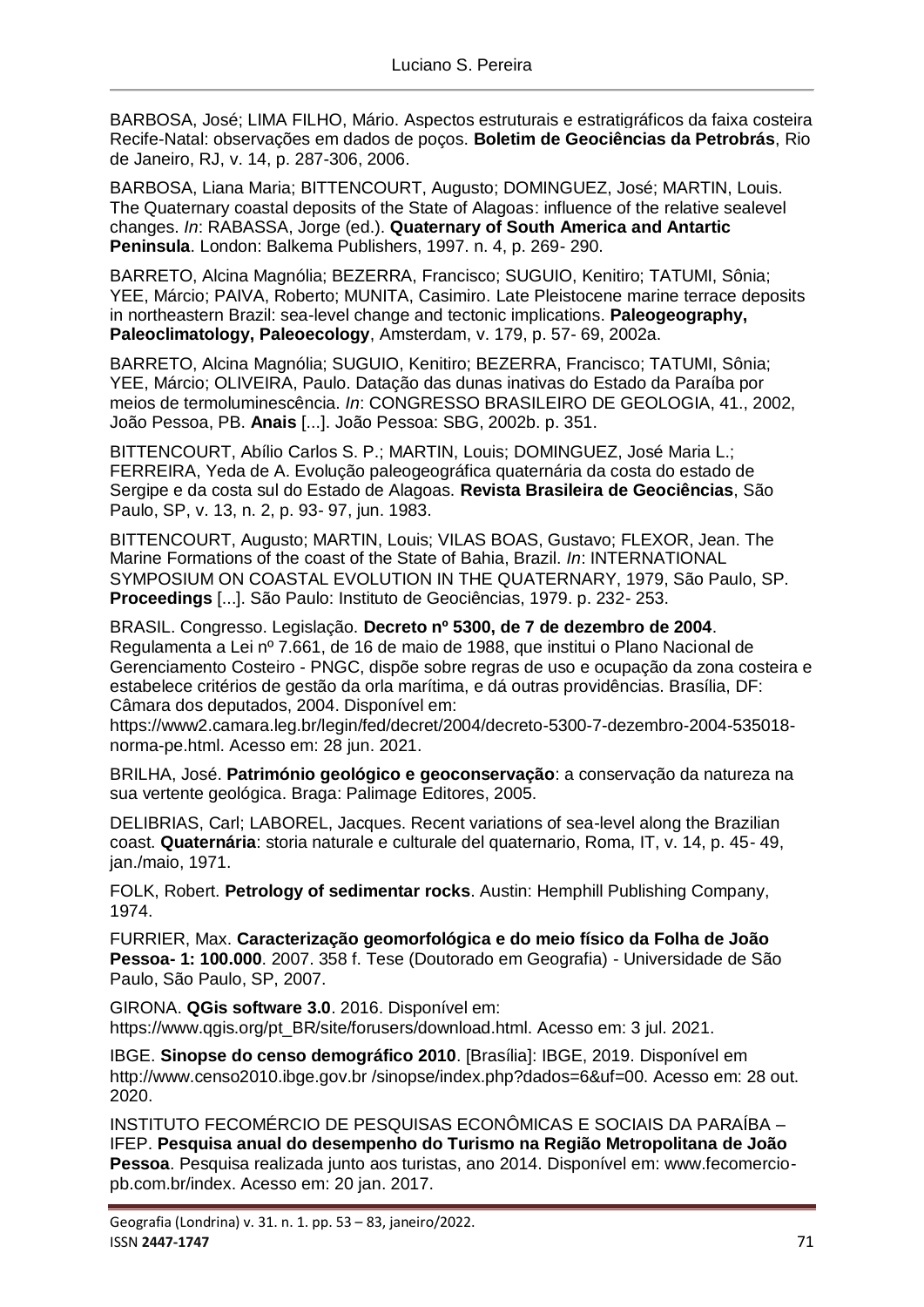BARBOSA, José; LIMA FILHO, Mário. Aspectos estruturais e estratigráficos da faixa costeira Recife-Natal: observações em dados de poços. **Boletim de Geociências da Petrobrás**, Rio de Janeiro, RJ, v. 14, p. 287-306, 2006.

BARBOSA, Liana Maria; BITTENCOURT, Augusto; DOMINGUEZ, José; MARTIN, Louis. The Quaternary coastal deposits of the State of Alagoas: influence of the relative sealevel changes. *In*: RABASSA, Jorge (ed.). **Quaternary of South America and Antartic Peninsula**. London: Balkema Publishers, 1997. n. 4, p. 269- 290.

BARRETO, Alcina Magnólia; BEZERRA, Francisco; SUGUIO, Kenitiro; TATUMI, Sônia; YEE, Márcio; PAIVA, Roberto; MUNITA, Casimiro. Late Pleistocene marine terrace deposits in northeastern Brazil: sea-level change and tectonic implications. **Paleogeography, Paleoclimatology, Paleoecology**, Amsterdam, v. 179, p. 57- 69, 2002a.

BARRETO, Alcina Magnólia; SUGUIO, Kenitiro; BEZERRA, Francisco; TATUMI, Sônia; YEE, Márcio; OLIVEIRA, Paulo. Datação das dunas inativas do Estado da Paraíba por meios de termoluminescência. *In*: CONGRESSO BRASILEIRO DE GEOLOGIA, 41., 2002, João Pessoa, PB. **Anais** [...]. João Pessoa: SBG, 2002b. p. 351.

BITTENCOURT, Abílio Carlos S. P.; MARTIN, Louis; DOMINGUEZ, José Maria L.; FERREIRA, Yeda de A. Evolução paleogeográfica quaternária da costa do estado de Sergipe e da costa sul do Estado de Alagoas. **Revista Brasileira de Geociências**, São Paulo, SP, v. 13, n. 2, p. 93- 97, jun. 1983.

BITTENCOURT, Augusto; MARTIN, Louis; VILAS BOAS, Gustavo; FLEXOR, Jean. The Marine Formations of the coast of the State of Bahia, Brazil. *In*: INTERNATIONAL SYMPOSIUM ON COASTAL EVOLUTION IN THE QUATERNARY, 1979, São Paulo, SP. **Proceedings** [...]. São Paulo: Instituto de Geociências, 1979. p. 232- 253.

BRASIL. Congresso. Legislação. **Decreto nº 5300, de 7 de dezembro de 2004**. Regulamenta a Lei nº 7.661, de 16 de maio de 1988, que institui o Plano Nacional de Gerenciamento Costeiro - PNGC, dispõe sobre regras de uso e ocupação da zona costeira e estabelece critérios de gestão da orla marítima, e dá outras providências. Brasília, DF: Câmara dos deputados, 2004. Disponível em: https://www2.camara.leg.br/legin/fed/decret/2004/decreto-5300-7-dezembro-2004-535018-norma-pe.html. Acesso em: 28 jun. 2021.

BRILHA, José. **Património geológico e geoconservação**: a conservação da natureza na sua vertente geológica. Braga: Palimage Editores, 2005.

DELIBRIAS, Carl; LABOREL, Jacques. Recent variations of sea-level along the Brazilian coast. **Quaternária**: storia naturale e culturale del quaternario, Roma, IT, v. 14, p. 45- 49, jan./maio, 1971.

FOLK, Robert. **Petrology of sedimentar rocks**. Austin: Hemphill Publishing Company, 1974.

FURRIER, Max. **Caracterização geomorfológica e do meio físico da Folha de João Pessoa- 1: 100.000**. 2007. 358 f. Tese (Doutorado em Geografia) - Universidade de São Paulo, São Paulo, SP, 2007.

GIRONA. **QGis software 3.0**. 2016. Disponível em: https://www.qgis.org/pt_BR/site/forusers/download.html. Acesso em: 3 jul. 2021.

IBGE. **Sinopse do censo demográfico 2010**. [Brasília]: IBGE, 2019. Disponível em http://www.censo2010.ibge.gov.br /sinopse/index.php?dados=6&uf=00. Acesso em: 28 out. 2020.

INSTITUTO FECOMÉRCIO DE PESQUISAS ECONÔMICAS E SOCIAIS DA PARAÍBA – IFEP. **Pesquisa anual do desempenho do Turismo na Região Metropolitana de João Pessoa**. Pesquisa realizada junto aos turistas, ano 2014. Disponível em: www.fecomercio-pb.com.br/index. Acesso em: 20 jan. 2017.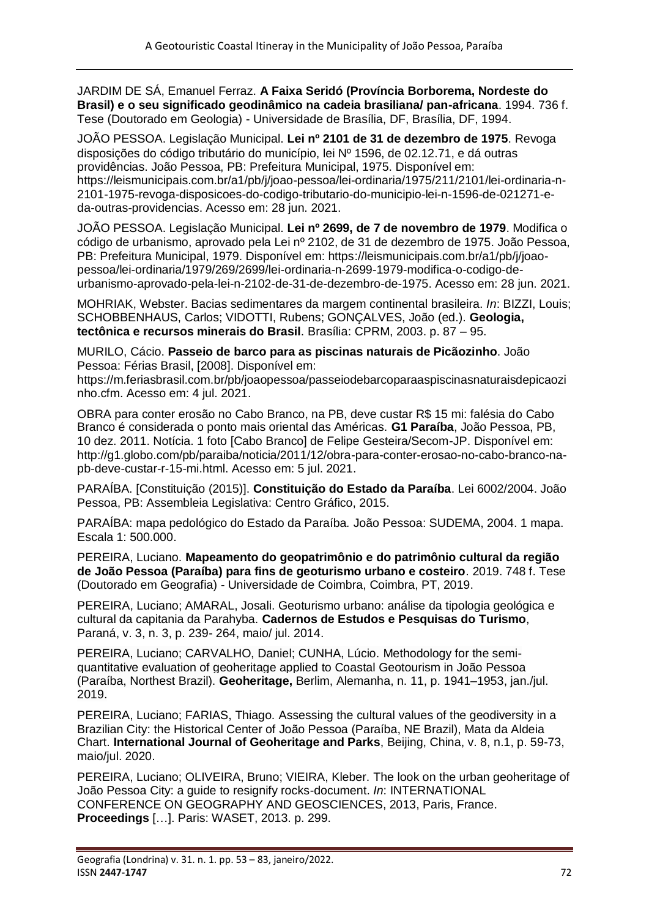JARDIM DE SÁ, Emanuel Ferraz. **A Faixa Seridó (Província Borborema, Nordeste do Brasil) e o seu significado geodinâmico na cadeia brasiliana/ pan-africana**. 1994. 736 f. Tese (Doutorado em Geologia) - Universidade de Brasília, DF, Brasília, DF, 1994.

JOÃO PESSOA. Legislação Municipal. **Lei nº 2101 de 31 de dezembro de 1975**. Revoga disposições do código tributário do município, lei Nº 1596, de 02.12.71, e dá outras providências. João Pessoa, PB: Prefeitura Municipal, 1975. Disponível em: https://leismunicipais.com.br/a1/pb/j/joao-pessoa/lei-ordinaria/1975/211/2101/lei-ordinaria-n-2101-1975-revoga-disposicoes-do-codigo-tributario-do-municipio-lei-n-1596-de-021271-e-da-outras-providencias. Acesso em: 28 jun. 2021.

JOÃO PESSOA. Legislação Municipal. **Lei nº 2699, de 7 de novembro de 1979**. Modifica o código de urbanismo, aprovado pela Lei nº 2102, de 31 de dezembro de 1975. João Pessoa, PB: Prefeitura Municipal, 1979. Disponível em: https://leismunicipais.com.br/a1/pb/j/joao-pessoa/lei-ordinaria/1979/269/2699/lei-ordinaria-n-2699-1979-modifica-o-codigo-de-urbanismo-aprovado-pela-lei-n-2102-de-31-de-dezembro-de-1975. Acesso em: 28 jun. 2021.

MOHRIAK, Webster. Bacias sedimentares da margem continental brasileira. *In*: BIZZI, Louis; SCHOBBENHAUS, Carlos; VIDOTTI, Rubens; GONÇALVES, João (ed.). **Geologia, tectônica e recursos minerais do Brasil**. Brasília: CPRM, 2003. p. 87 – 95.

MURILO, Cácio. **Passeio de barco para as piscinas naturais de Picãozinho**. João Pessoa: Férias Brasil, [2008]. Disponível em: https://m.feriasbrasil.com.br/pb/joaopessoa/passeiodebarcoparaaspiscinasnaturaisdepicaozinho.cfm. Acesso em: 4 jul. 2021.

OBRA para conter erosão no Cabo Branco, na PB, deve custar R$ 15 mi: falésia do Cabo Branco é considerada o ponto mais oriental das Américas. **G1 Paraíba**, João Pessoa, PB, 10 dez. 2011. Notícia. 1 foto [Cabo Branco] de Felipe Gesteira/Secom-JP. Disponível em: http://g1.globo.com/pb/paraiba/noticia/2011/12/obra-para-conter-erosao-no-cabo-branco-na-pb-deve-custar-r-15-mi.html. Acesso em: 5 jul. 2021.

PARAÍBA. [Constituição (2015)]. **Constituição do Estado da Paraíba**. Lei 6002/2004. João Pessoa, PB: Assembleia Legislativa: Centro Gráfico, 2015.

PARAÍBA: mapa pedológico do Estado da Paraíba. João Pessoa: SUDEMA, 2004. 1 mapa. Escala 1: 500.000.

PEREIRA, Luciano. **Mapeamento do geopatrimônio e do patrimônio cultural da região de João Pessoa (Paraíba) para fins de geoturismo urbano e costeiro**. 2019. 748 f. Tese (Doutorado em Geografia) - Universidade de Coimbra, Coimbra, PT, 2019.

PEREIRA, Luciano; AMARAL, Josali. Geoturismo urbano: análise da tipologia geológica e cultural da capitania da Parahyba. **Cadernos de Estudos e Pesquisas do Turismo**, Paraná, v. 3, n. 3, p. 239- 264, maio/ jul. 2014.

PEREIRA, Luciano; CARVALHO, Daniel; CUNHA, Lúcio. Methodology for the semi-quantitative evaluation of geoheritage applied to Coastal Geotourism in João Pessoa (Paraíba, Northest Brazil). **Geoheritage,** Berlim, Alemanha, n. 11, p. 1941–1953, jan./jul. 2019.

PEREIRA, Luciano; FARIAS, Thiago. Assessing the cultural values of the geodiversity in a Brazilian City: the Historical Center of João Pessoa (Paraíba, NE Brazil), Mata da Aldeia Chart. **International Journal of Geoheritage and Parks**, Beijing, China, v. 8, n.1, p. 59-73, maio/jul. 2020.

PEREIRA, Luciano; OLIVEIRA, Bruno; VIEIRA, Kleber. The look on the urban geoheritage of João Pessoa City: a guide to resignify rocks-document. *In*: INTERNATIONAL CONFERENCE ON GEOGRAPHY AND GEOSCIENCES, 2013, Paris, France. **Proceedings** […]. Paris: WASET, 2013. p. 299.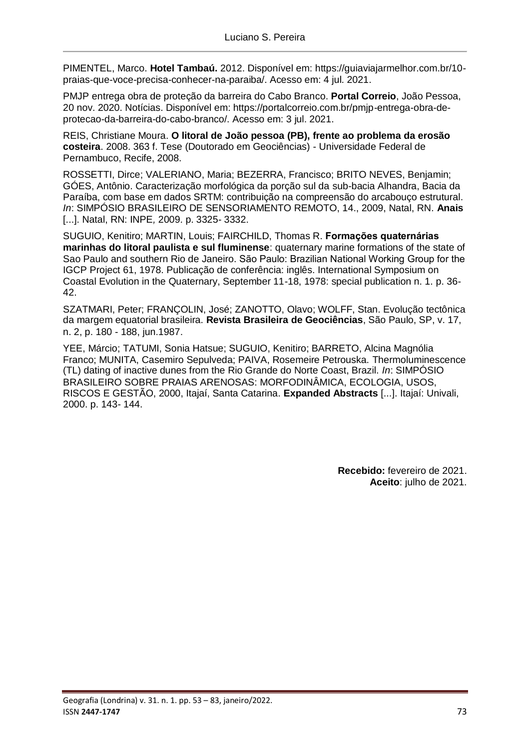PIMENTEL, Marco. **Hotel Tambaú.** 2012. Disponível em: https://guiaviajarmelhor.com.br/10-praias-que-voce-precisa-conhecer-na-paraiba/. Acesso em: 4 jul. 2021.

PMJP entrega obra de proteção da barreira do Cabo Branco. **Portal Correio**, João Pessoa, 20 nov. 2020. Notícias. Disponível em: https://portalcorreio.com.br/pmjp-entrega-obra-de-protecao-da-barreira-do-cabo-branco/. Acesso em: 3 jul. 2021.

REIS, Christiane Moura. **O litoral de João pessoa (PB), frente ao problema da erosão costeira**. 2008. 363 f. Tese (Doutorado em Geociências) - Universidade Federal de Pernambuco, Recife, 2008.

ROSSETTI, Dirce; VALERIANO, Maria; BEZERRA, Francisco; BRITO NEVES, Benjamin; GÓES, Antônio. Caracterização morfológica da porção sul da sub-bacia Alhandra, Bacia da Paraíba, com base em dados SRTM: contribuição na compreensão do arcabouço estrutural. *In*: SIMPÓSIO BRASILEIRO DE SENSORIAMENTO REMOTO, 14., 2009, Natal, RN. **Anais** [...]. Natal, RN: INPE, 2009. p. 3325- 3332.

SUGUIO, Kenitiro; MARTIN, Louis; FAIRCHILD, Thomas R. **Formações quaternárias marinhas do litoral paulista e sul fluminense**: quaternary marine formations of the state of Sao Paulo and southern Rio de Janeiro. São Paulo: Brazilian National Working Group for the IGCP Project 61, 1978. Publicação de conferência: inglês. International Symposium on Coastal Evolution in the Quaternary, September 11-18, 1978: special publication n. 1. p. 36-42.

SZATMARI, Peter; FRANÇOLIN, José; ZANOTTO, Olavo; WOLFF, Stan. Evolução tectônica da margem equatorial brasileira. **Revista Brasileira de Geociências**, São Paulo, SP, v. 17, n. 2, p. 180 - 188, jun.1987.

YEE, Márcio; TATUMI, Sonia Hatsue; SUGUIO, Kenitiro; BARRETO, Alcina Magnólia Franco; MUNITA, Casemiro Sepulveda; PAIVA, Rosemeire Petrouska. Thermoluminescence (TL) dating of inactive dunes from the Rio Grande do Norte Coast, Brazil. *In*: SIMPÓSIO BRASILEIRO SOBRE PRAIAS ARENOSAS: MORFODINÂMICA, ECOLOGIA, USOS, RISCOS E GESTÃO, 2000, Itajaí, Santa Catarina. **Expanded Abstracts** [...]. Itajaí: Univali, 2000. p. 143- 144.

**Recebido:** fevereiro de 2021.
**Aceito**: julho de 2021.